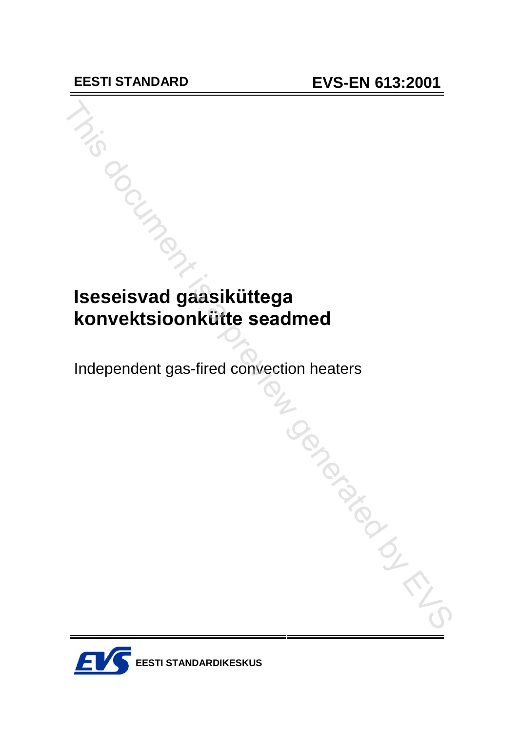EESTI STANDARD

EVS-EN 613:2001

# Iseseisvad gaasiküttega konvektsioonkütte seadmed

Independent gas-fired convection heaters

EESTI STANDARDIKESKUS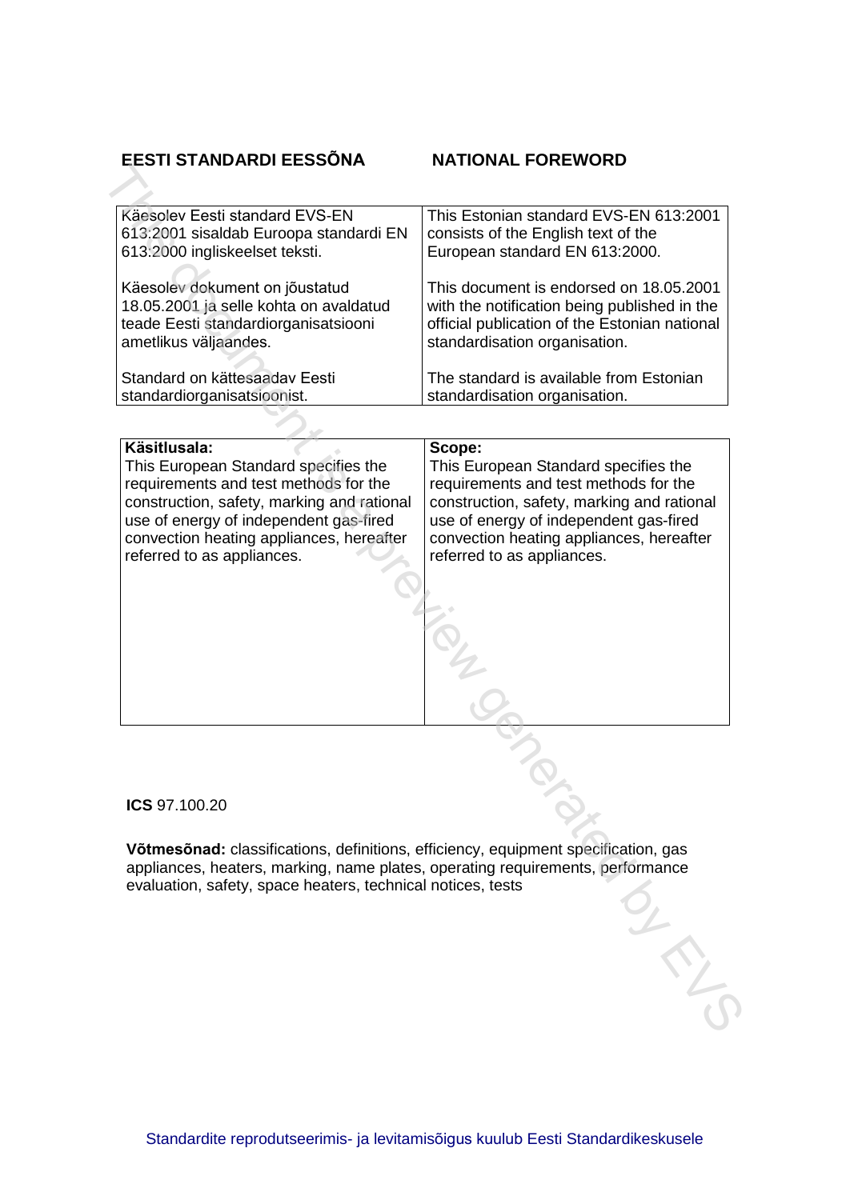| EESTI STANDARDI EESSÕNA | NATIONAL FOREWORD |
| --- | --- |
| Käesolev Eesti standard EVS-EN 613:2001 sisaldab Euroopa standardi EN 613:2000 ingliskeelset teksti. | This Estonian standard EVS-EN 613:2001 consists of the English text of the European standard EN 613:2000. |
| Käesolev dokument on jõustatud 18.05.2001 ja selle kohta on avaldatud teade Eesti standardiorganisatsiooni ametlikus väljaandes. | This document is endorsed on 18.05.2001 with the notification being published in the official publication of the Estonian national standardisation organisation. |
| Standard on kättesaadav Eesti standardiorganisatsioonist. | The standard is available from Estonian standardisation organisation. |

| **Käsitlusala:** | **Scope:** |
| --- | --- |
| This European Standard specifies the requirements and test methods for the construction, safety, marking and rational use of energy of independent gas-fired convection heating appliances, hereafter referred to as appliances. | This European Standard specifies the requirements and test methods for the construction, safety, marking and rational use of energy of independent gas-fired convection heating appliances, hereafter referred to as appliances. |

**ICS** 97.100.20

**Võtmesõnad:** classifications, definitions, efficiency, equipment specification, gas appliances, heaters, marking, name plates, operating requirements, performance evaluation, safety, space heaters, technical notices, tests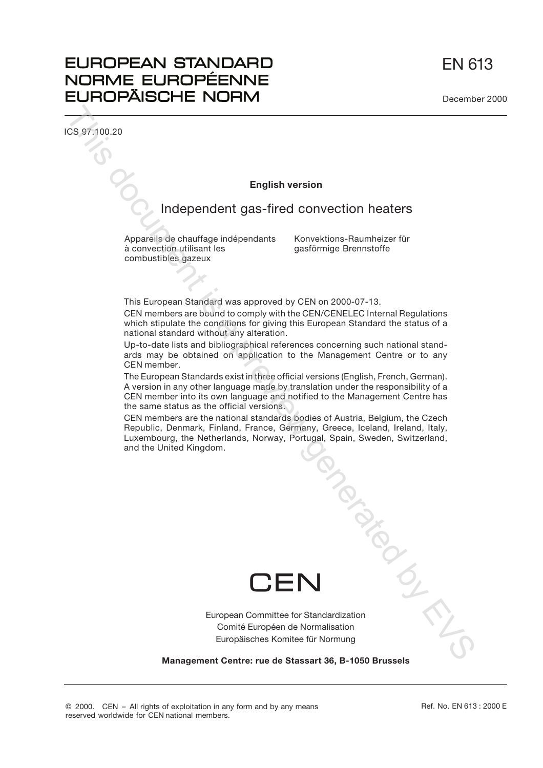# EUROPEAN STANDARD
# NORME EUROPÉENNE
# EUROPÄISCHE NORM

**EN 613**

December 2000

ICS 97.100.20

**English version**

## Independent gas-fired convection heaters

Appareils de chauffage indépendants à convection utilisant les combustibles gazeux

Konvektions-Raumheizer für gasförmige Brennstoffe

This European Standard was approved by CEN on 2000-07-13.

CEN members are bound to comply with the CEN/CENELEC Internal Regulations which stipulate the conditions for giving this European Standard the status of a national standard without any alteration.

Up-to-date lists and bibliographical references concerning such national standards may be obtained on application to the Management Centre or to any CEN member.

The European Standards exist in three official versions (English, French, German). A version in any other language made by translation under the responsibility of a CEN member into its own language and notified to the Management Centre has the same status as the official versions.

CEN members are the national standards bodies of Austria, Belgium, the Czech Republic, Denmark, Finland, France, Germany, Greece, Iceland, Ireland, Italy, Luxembourg, the Netherlands, Norway, Portugal, Spain, Sweden, Switzerland, and the United Kingdom.

CEN

European Committee for Standardization
Comité Européen de Normalisation
Europäisches Komitee für Normung

**Management Centre: rue de Stassart 36, B-1050 Brussels**

© 2000. CEN – All rights of exploitation in any form and by any means reserved worldwide for CEN national members.

Ref. No. EN 613 : 2000 E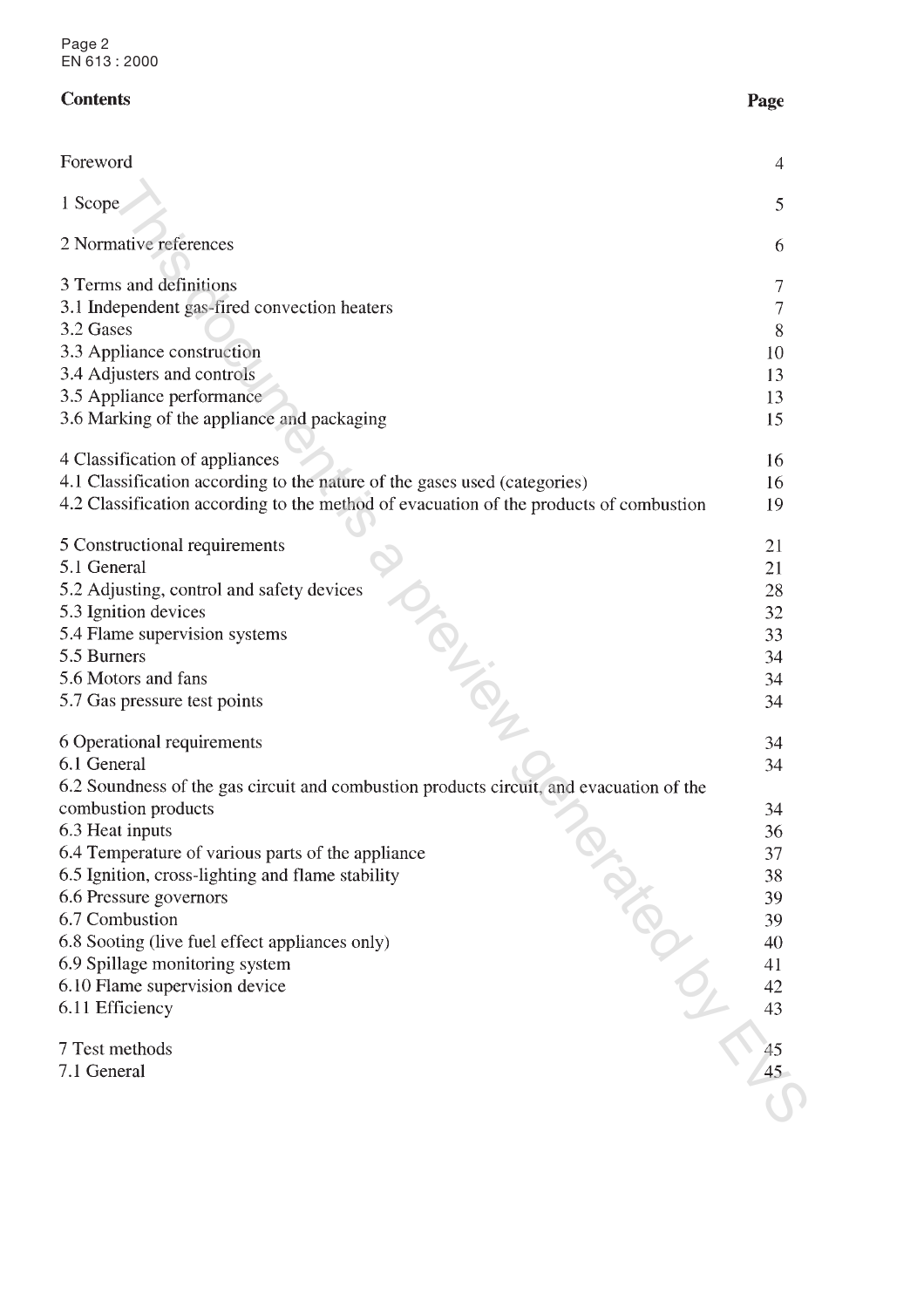## Contents

| | Page |
|---|---|
| Foreword | 4 |
| 1 Scope | 5 |
| 2 Normative references | 6 |
| 3 Terms and definitions | 7 |
| 3.1 Independent gas-fired convection heaters | 7 |
| 3.2 Gases | 8 |
| 3.3 Appliance construction | 10 |
| 3.4 Adjusters and controls | 13 |
| 3.5 Appliance performance | 13 |
| 3.6 Marking of the appliance and packaging | 15 |
| 4 Classification of appliances | 16 |
| 4.1 Classification according to the nature of the gases used (categories) | 16 |
| 4.2 Classification according to the method of evacuation of the products of combustion | 19 |
| 5 Constructional requirements | 21 |
| 5.1 General | 21 |
| 5.2 Adjusting, control and safety devices | 28 |
| 5.3 Ignition devices | 32 |
| 5.4 Flame supervision systems | 33 |
| 5.5 Burners | 34 |
| 5.6 Motors and fans | 34 |
| 5.7 Gas pressure test points | 34 |
| 6 Operational requirements | 34 |
| 6.1 General | 34 |
| 6.2 Soundness of the gas circuit and combustion products circuit, and evacuation of the combustion products | 34 |
| 6.3 Heat inputs | 36 |
| 6.4 Temperature of various parts of the appliance | 37 |
| 6.5 Ignition, cross-lighting and flame stability | 38 |
| 6.6 Pressure governors | 39 |
| 6.7 Combustion | 39 |
| 6.8 Sooting (live fuel effect appliances only) | 40 |
| 6.9 Spillage monitoring system | 41 |
| 6.10 Flame supervision device | 42 |
| 6.11 Efficiency | 43 |
| 7 Test methods | 45 |
| 7.1 General | 45 |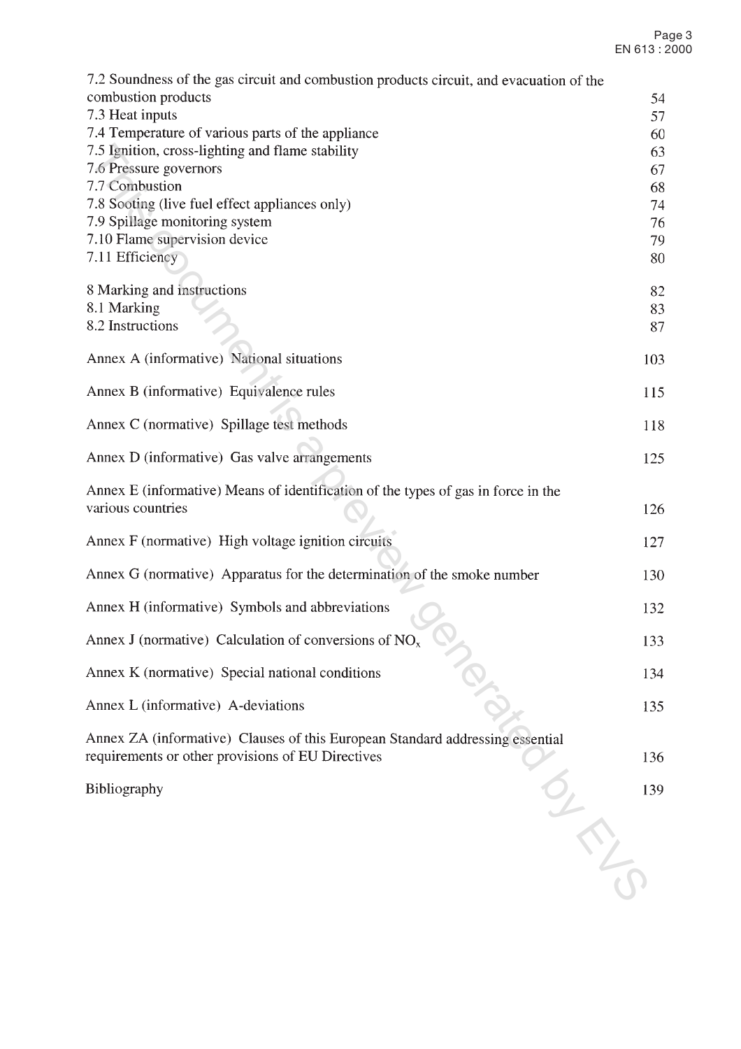| | |
|---|---|
| 7.2 Soundness of the gas circuit and combustion products circuit, and evacuation of the combustion products | 54 |
| 7.3 Heat inputs | 57 |
| 7.4 Temperature of various parts of the appliance | 60 |
| 7.5 Ignition, cross-lighting and flame stability | 63 |
| 7.6 Pressure governors | 67 |
| 7.7 Combustion | 68 |
| 7.8 Sooting (live fuel effect appliances only) | 74 |
| 7.9 Spillage monitoring system | 76 |
| 7.10 Flame supervision device | 79 |
| 7.11 Efficiency | 80 |
| 8 Marking and instructions | 82 |
| 8.1 Marking | 83 |
| 8.2 Instructions | 87 |
| Annex A (informative) National situations | 103 |
| Annex B (informative) Equivalence rules | 115 |
| Annex C (normative) Spillage test methods | 118 |
| Annex D (informative) Gas valve arrangements | 125 |
| Annex E (informative) Means of identification of the types of gas in force in the various countries | 126 |
| Annex F (normative) High voltage ignition circuits | 127 |
| Annex G (normative) Apparatus for the determination of the smoke number | 130 |
| Annex H (informative) Symbols and abbreviations | 132 |
| Annex J (normative) Calculation of conversions of $NO_x$ | 133 |
| Annex K (normative) Special national conditions | 134 |
| Annex L (informative) A-deviations | 135 |
| Annex ZA (informative) Clauses of this European Standard addressing essential requirements or other provisions of EU Directives | 136 |
| Bibliography | 139 |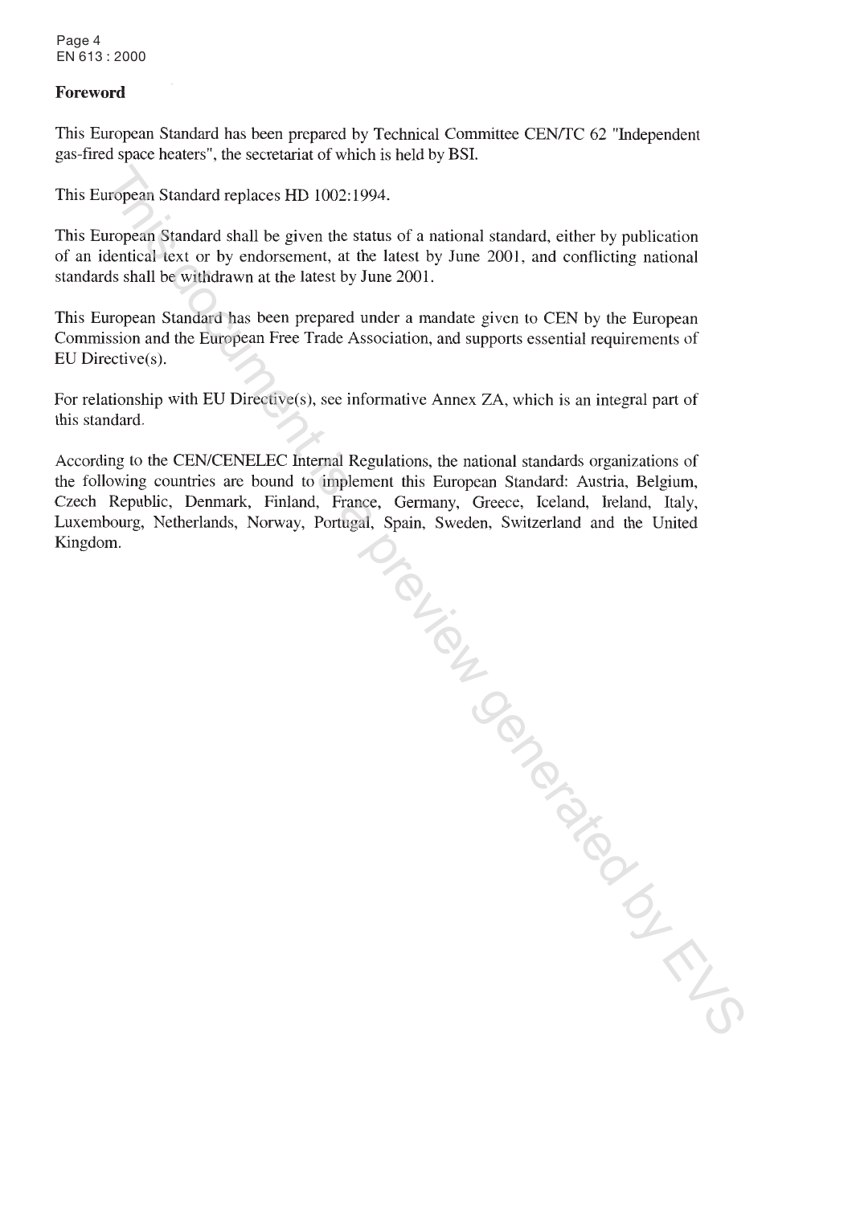## Foreword

This European Standard has been prepared by Technical Committee CEN/TC 62 "Independent gas-fired space heaters", the secretariat of which is held by BSI.

This European Standard replaces HD 1002:1994.

This European Standard shall be given the status of a national standard, either by publication of an identical text or by endorsement, at the latest by June 2001, and conflicting national standards shall be withdrawn at the latest by June 2001.

This European Standard has been prepared under a mandate given to CEN by the European Commission and the European Free Trade Association, and supports essential requirements of EU Directive(s).

For relationship with EU Directive(s), see informative Annex ZA, which is an integral part of this standard.

According to the CEN/CENELEC Internal Regulations, the national standards organizations of the following countries are bound to implement this European Standard: Austria, Belgium, Czech Republic, Denmark, Finland, France, Germany, Greece, Iceland, Ireland, Italy, Luxembourg, Netherlands, Norway, Portugal, Spain, Sweden, Switzerland and the United Kingdom.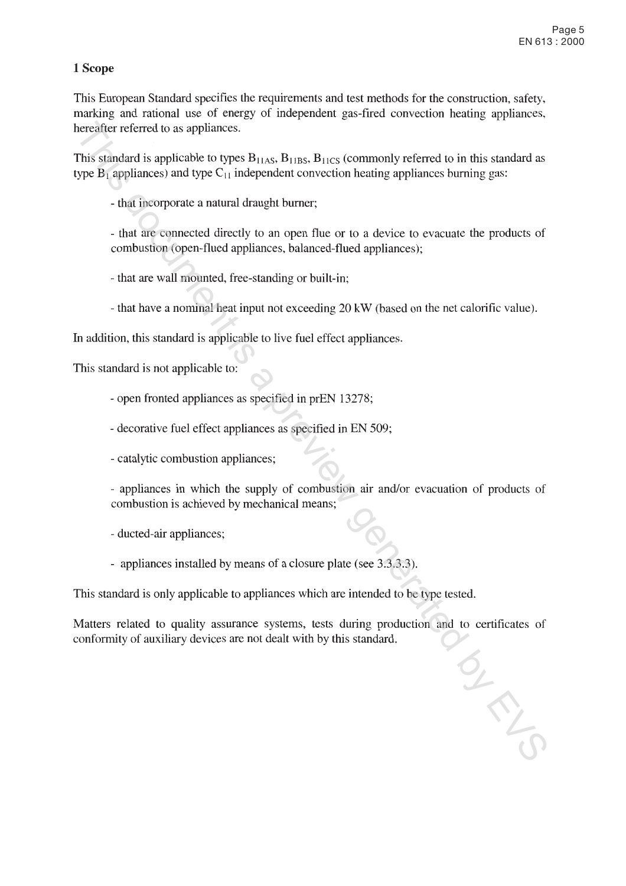# 1 Scope

This European Standard specifies the requirements and test methods for the construction, safety, marking and rational use of energy of independent gas-fired convection heating appliances, hereafter referred to as appliances.

This standard is applicable to types $B_{11AS}$, $B_{11BS}$, $B_{11CS}$ (commonly referred to in this standard as type $B_1$ appliances) and type $C_{11}$ independent convection heating appliances burning gas:

- that incorporate a natural draught burner;
- that are connected directly to an open flue or to a device to evacuate the products of combustion (open-flued appliances, balanced-flued appliances);
- that are wall mounted, free-standing or built-in;
- that have a nominal heat input not exceeding 20 kW (based on the net calorific value).

In addition, this standard is applicable to live fuel effect appliances.

This standard is not applicable to:

- open fronted appliances as specified in prEN 13278;
- decorative fuel effect appliances as specified in EN 509;
- catalytic combustion appliances;
- appliances in which the supply of combustion air and/or evacuation of products of combustion is achieved by mechanical means;
- ducted-air appliances;
- appliances installed by means of a closure plate (see 3.3.3.3).

This standard is only applicable to appliances which are intended to be type tested.

Matters related to quality assurance systems, tests during production and to certificates of conformity of auxiliary devices are not dealt with by this standard.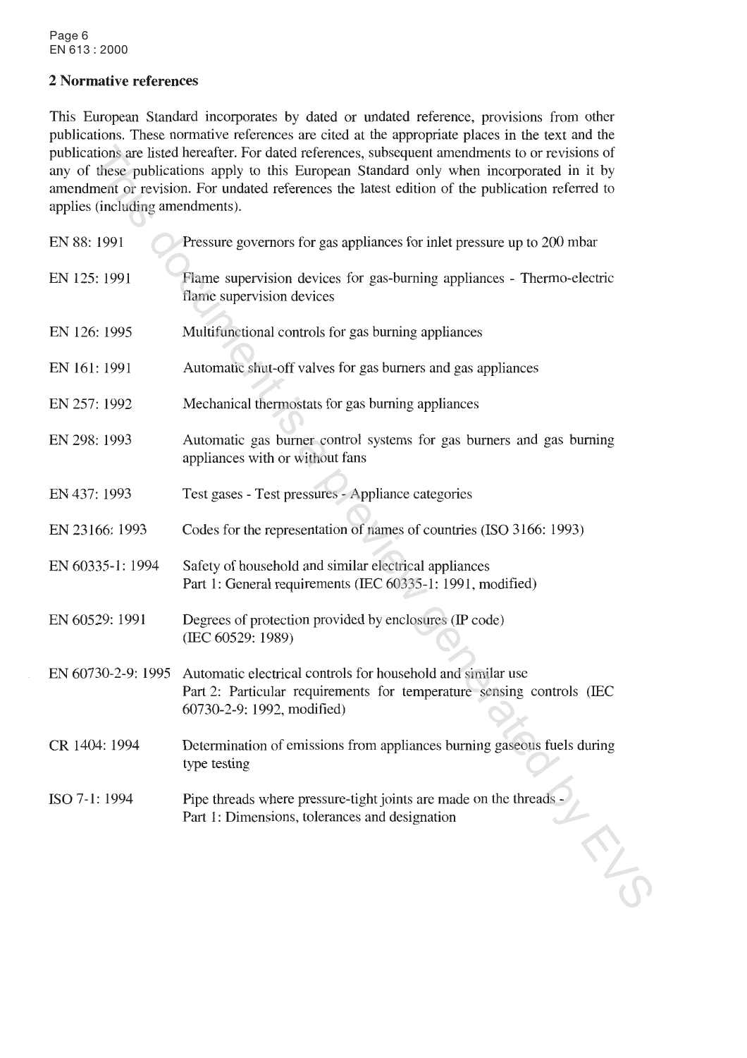## 2 Normative references

This European Standard incorporates by dated or undated reference, provisions from other publications. These normative references are cited at the appropriate places in the text and the publications are listed hereafter. For dated references, subsequent amendments to or revisions of any of these publications apply to this European Standard only when incorporated in it by amendment or revision. For undated references the latest edition of the publication referred to applies (including amendments).

| | |
|---|---|
| EN 88: 1991 | Pressure governors for gas appliances for inlet pressure up to 200 mbar |
| EN 125: 1991 | Flame supervision devices for gas-burning appliances - Thermo-electric flame supervision devices |
| EN 126: 1995 | Multifunctional controls for gas burning appliances |
| EN 161: 1991 | Automatic shut-off valves for gas burners and gas appliances |
| EN 257: 1992 | Mechanical thermostats for gas burning appliances |
| EN 298: 1993 | Automatic gas burner control systems for gas burners and gas burning appliances with or without fans |
| EN 437: 1993 | Test gases - Test pressures - Appliance categories |
| EN 23166: 1993 | Codes for the representation of names of countries (ISO 3166: 1993) |
| EN 60335-1: 1994 | Safety of household and similar electrical appliances<br>Part 1: General requirements (IEC 60335-1: 1991, modified) |
| EN 60529: 1991 | Degrees of protection provided by enclosures (IP code)<br>(IEC 60529: 1989) |
| EN 60730-2-9: 1995 | Automatic electrical controls for household and similar use<br>Part 2: Particular requirements for temperature sensing controls (IEC 60730-2-9: 1992, modified) |
| CR 1404: 1994 | Determination of emissions from appliances burning gaseous fuels during type testing |
| ISO 7-1: 1994 | Pipe threads where pressure-tight joints are made on the threads -<br>Part 1: Dimensions, tolerances and designation |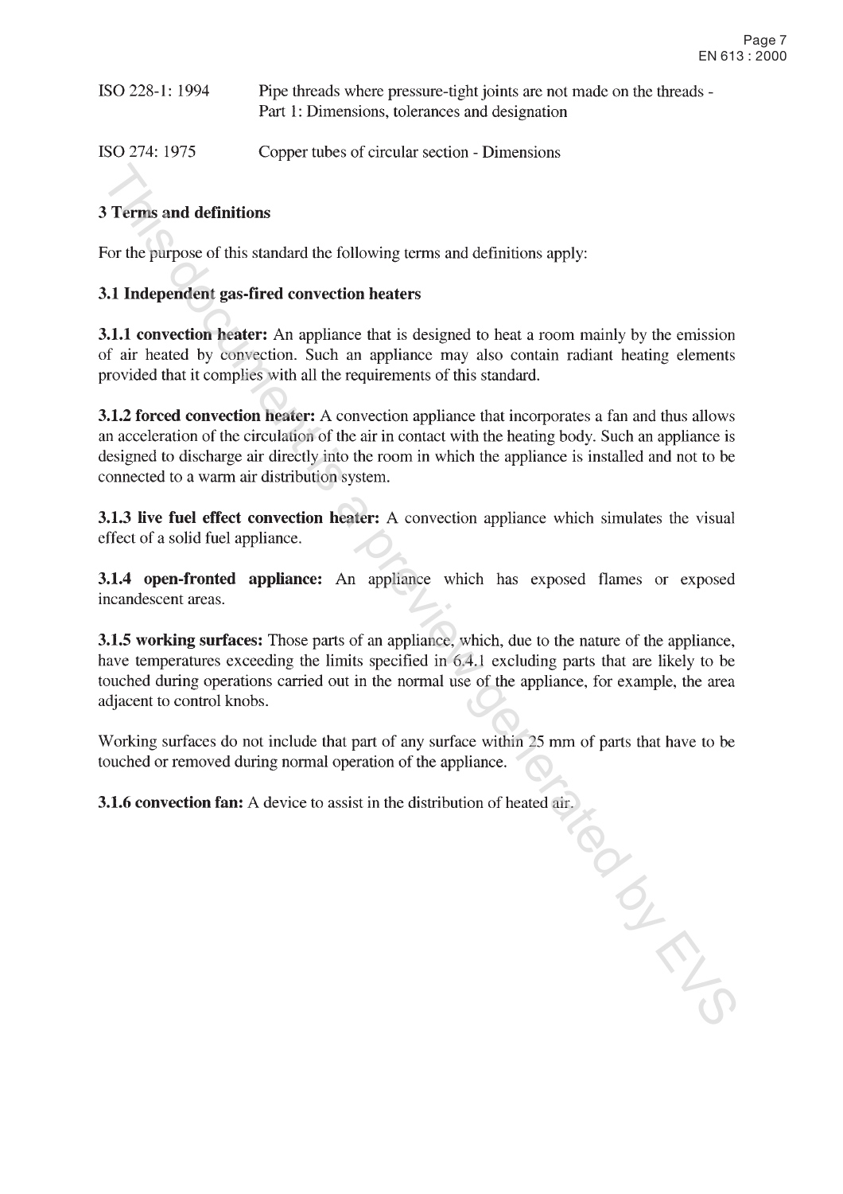ISO 228-1: 1994 Pipe threads where pressure-tight joints are not made on the threads - Part 1: Dimensions, tolerances and designation

ISO 274: 1975 Copper tubes of circular section - Dimensions

## 3 Terms and definitions

For the purpose of this standard the following terms and definitions apply:

### 3.1 Independent gas-fired convection heaters

**3.1.1 convection heater:** An appliance that is designed to heat a room mainly by the emission of air heated by convection. Such an appliance may also contain radiant heating elements provided that it complies with all the requirements of this standard.

**3.1.2 forced convection heater:** A convection appliance that incorporates a fan and thus allows an acceleration of the circulation of the air in contact with the heating body. Such an appliance is designed to discharge air directly into the room in which the appliance is installed and not to be connected to a warm air distribution system.

**3.1.3 live fuel effect convection heater:** A convection appliance which simulates the visual effect of a solid fuel appliance.

**3.1.4 open-fronted appliance:** An appliance which has exposed flames or exposed incandescent areas.

**3.1.5 working surfaces:** Those parts of an appliance, which, due to the nature of the appliance, have temperatures exceeding the limits specified in 6.4.1 excluding parts that are likely to be touched during operations carried out in the normal use of the appliance, for example, the area adjacent to control knobs.

Working surfaces do not include that part of any surface within 25 mm of parts that have to be touched or removed during normal operation of the appliance.

**3.1.6 convection fan:** A device to assist in the distribution of heated air.